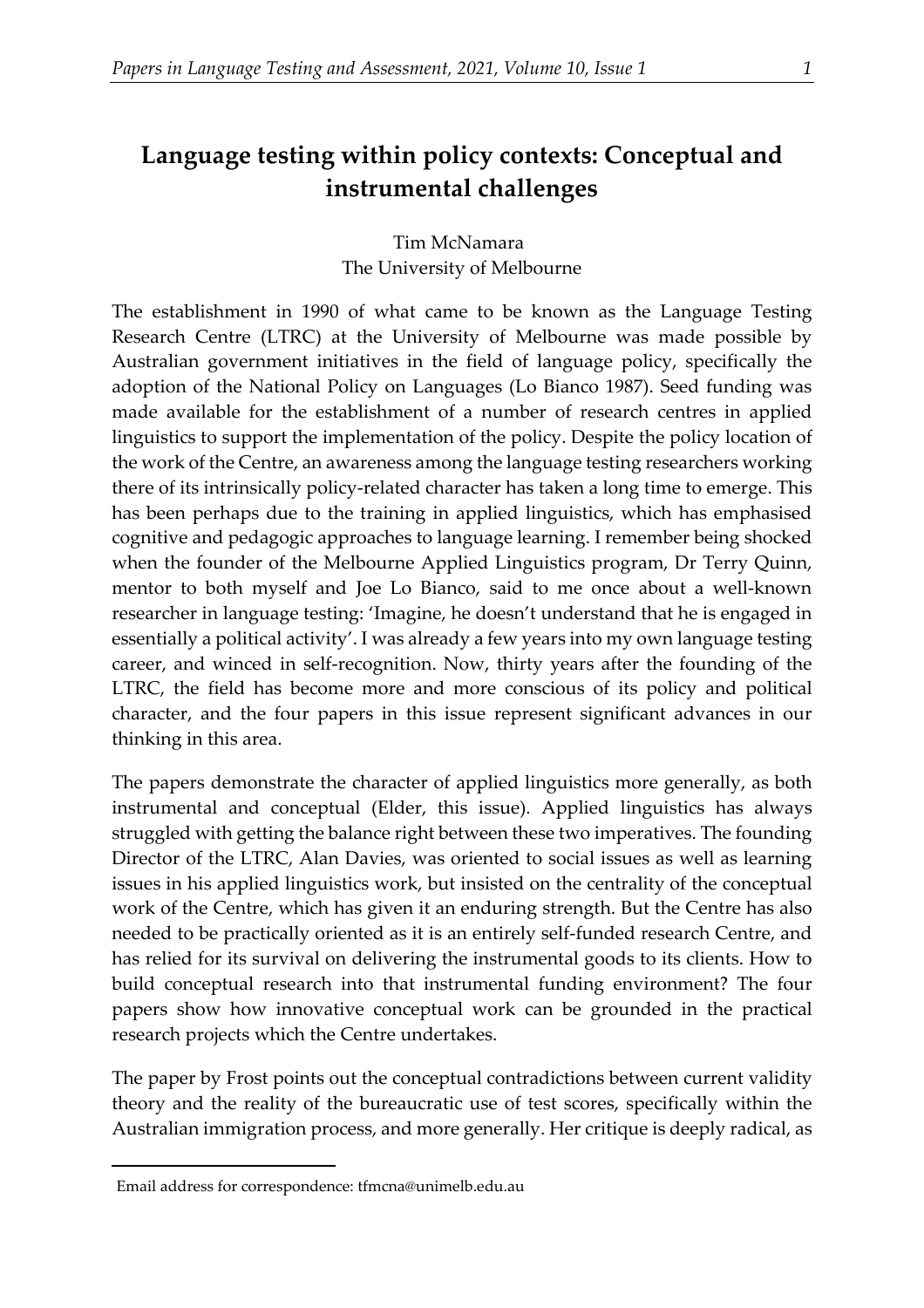# Language testing within policy contexts: Conceptual and instrumental challenges

Tim McNamara
The University of Melbourne

The establishment in 1990 of what came to be known as the Language Testing Research Centre (LTRC) at the University of Melbourne was made possible by Australian government initiatives in the field of language policy, specifically the adoption of the National Policy on Languages (Lo Bianco 1987). Seed funding was made available for the establishment of a number of research centres in applied linguistics to support the implementation of the policy. Despite the policy location of the work of the Centre, an awareness among the language testing researchers working there of its intrinsically policy-related character has taken a long time to emerge. This has been perhaps due to the training in applied linguistics, which has emphasised cognitive and pedagogic approaches to language learning. I remember being shocked when the founder of the Melbourne Applied Linguistics program, Dr Terry Quinn, mentor to both myself and Joe Lo Bianco, said to me once about a well-known researcher in language testing: 'Imagine, he doesn't understand that he is engaged in essentially a political activity'. I was already a few years into my own language testing career, and winced in self-recognition. Now, thirty years after the founding of the LTRC, the field has become more and more conscious of its policy and political character, and the four papers in this issue represent significant advances in our thinking in this area.

The papers demonstrate the character of applied linguistics more generally, as both instrumental and conceptual (Elder, this issue). Applied linguistics has always struggled with getting the balance right between these two imperatives. The founding Director of the LTRC, Alan Davies, was oriented to social issues as well as learning issues in his applied linguistics work, but insisted on the centrality of the conceptual work of the Centre, which has given it an enduring strength. But the Centre has also needed to be practically oriented as it is an entirely self-funded research Centre, and has relied for its survival on delivering the instrumental goods to its clients. How to build conceptual research into that instrumental funding environment? The four papers show how innovative conceptual work can be grounded in the practical research projects which the Centre undertakes.

The paper by Frost points out the conceptual contradictions between current validity theory and the reality of the bureaucratic use of test scores, specifically within the Australian immigration process, and more generally. Her critique is deeply radical, as

Email address for correspondence: tfmcna@unimelb.edu.au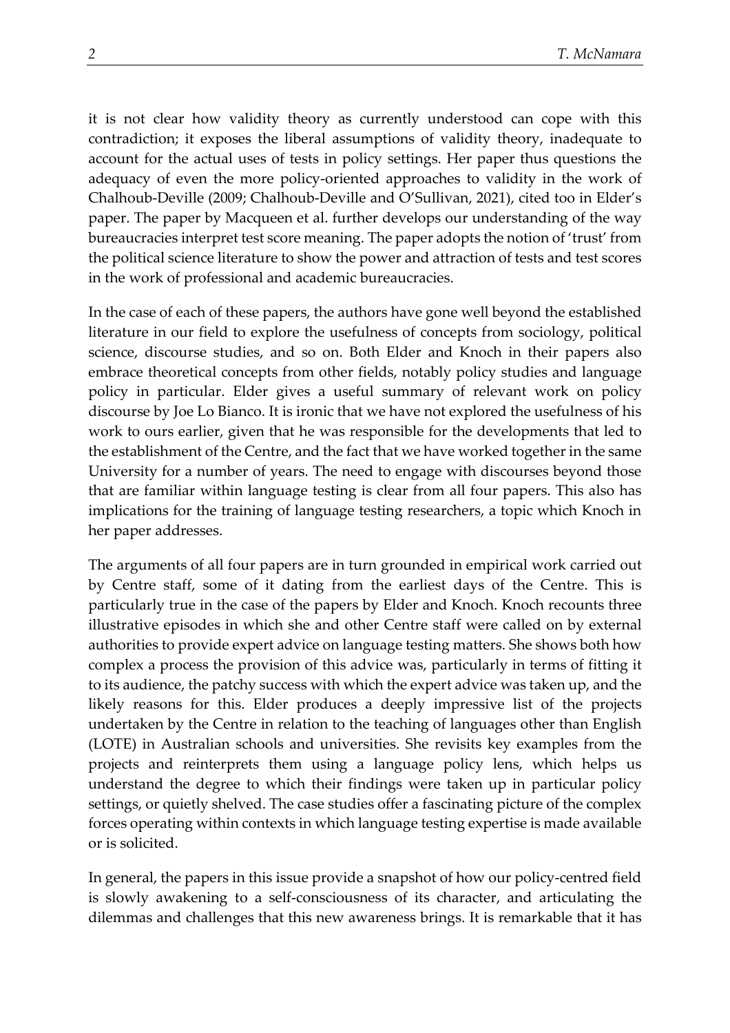it is not clear how validity theory as currently understood can cope with this contradiction; it exposes the liberal assumptions of validity theory, inadequate to account for the actual uses of tests in policy settings. Her paper thus questions the adequacy of even the more policy-oriented approaches to validity in the work of Chalhoub-Deville (2009; Chalhoub-Deville and O'Sullivan, 2021), cited too in Elder's paper. The paper by Macqueen et al. further develops our understanding of the way bureaucracies interpret test score meaning. The paper adopts the notion of 'trust' from the political science literature to show the power and attraction of tests and test scores in the work of professional and academic bureaucracies.

In the case of each of these papers, the authors have gone well beyond the established literature in our field to explore the usefulness of concepts from sociology, political science, discourse studies, and so on. Both Elder and Knoch in their papers also embrace theoretical concepts from other fields, notably policy studies and language policy in particular. Elder gives a useful summary of relevant work on policy discourse by Joe Lo Bianco. It is ironic that we have not explored the usefulness of his work to ours earlier, given that he was responsible for the developments that led to the establishment of the Centre, and the fact that we have worked together in the same University for a number of years. The need to engage with discourses beyond those that are familiar within language testing is clear from all four papers. This also has implications for the training of language testing researchers, a topic which Knoch in her paper addresses.

The arguments of all four papers are in turn grounded in empirical work carried out by Centre staff, some of it dating from the earliest days of the Centre. This is particularly true in the case of the papers by Elder and Knoch. Knoch recounts three illustrative episodes in which she and other Centre staff were called on by external authorities to provide expert advice on language testing matters. She shows both how complex a process the provision of this advice was, particularly in terms of fitting it to its audience, the patchy success with which the expert advice was taken up, and the likely reasons for this. Elder produces a deeply impressive list of the projects undertaken by the Centre in relation to the teaching of languages other than English (LOTE) in Australian schools and universities. She revisits key examples from the projects and reinterprets them using a language policy lens, which helps us understand the degree to which their findings were taken up in particular policy settings, or quietly shelved. The case studies offer a fascinating picture of the complex forces operating within contexts in which language testing expertise is made available or is solicited.

In general, the papers in this issue provide a snapshot of how our policy-centred field is slowly awakening to a self-consciousness of its character, and articulating the dilemmas and challenges that this new awareness brings. It is remarkable that it has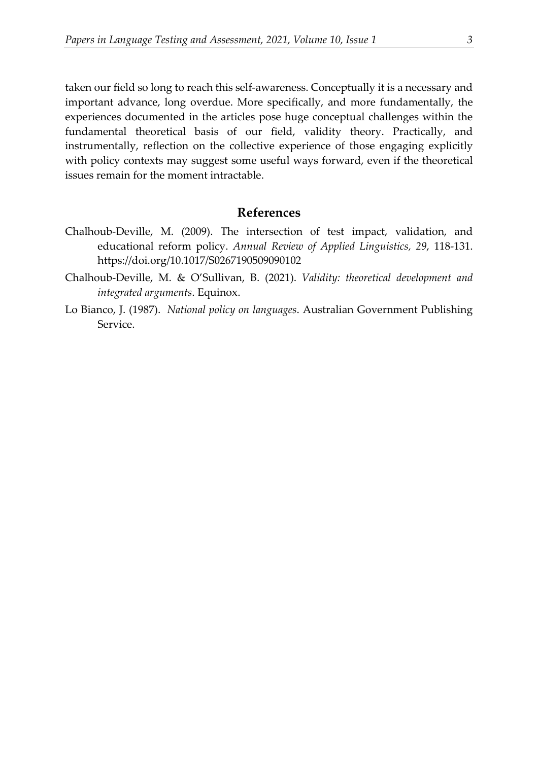taken our field so long to reach this self-awareness. Conceptually it is a necessary and important advance, long overdue. More specifically, and more fundamentally, the experiences documented in the articles pose huge conceptual challenges within the fundamental theoretical basis of our field, validity theory. Practically, and instrumentally, reflection on the collective experience of those engaging explicitly with policy contexts may suggest some useful ways forward, even if the theoretical issues remain for the moment intractable.

## References

Chalhoub-Deville, M. (2009). The intersection of test impact, validation, and educational reform policy. *Annual Review of Applied Linguistics, 29*, 118-131. https://doi.org/10.1017/S0267190509090102

Chalhoub-Deville, M. & O'Sullivan, B. (2021). *Validity: theoretical development and integrated arguments*. Equinox.

Lo Bianco, J. (1987). *National policy on languages*. Australian Government Publishing Service.